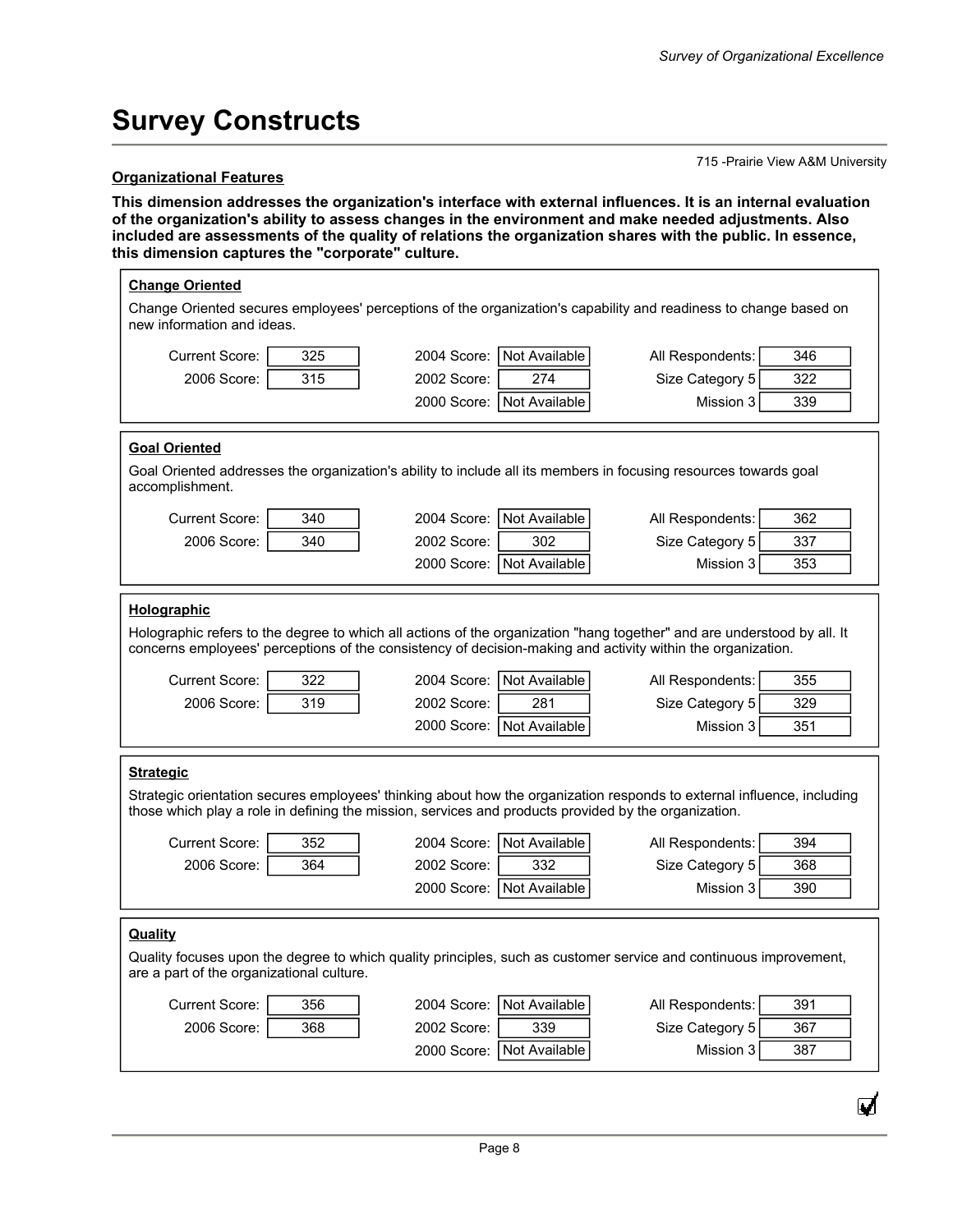# Survey Constructs

715 -Prairie View A&M University

**Organizational Features**

**This dimension addresses the organization's interface with external influences. It is an internal evaluation of the organization's ability to assess changes in the environment and make needed adjustments. Also included are assessments of the quality of relations the organization shares with the public. In essence, this dimension captures the "corporate" culture.**

### Change Oriented

Change Oriented secures employees' perceptions of the organization's capability and readiness to change based on new information and ideas.

| | | | | | |
|---|---|---|---|---|---|
| Current Score: | 325 | 2004 Score: | Not Available | All Respondents: | 346 |
| 2006 Score: | 315 | 2002 Score: | 274 | Size Category 5 | 322 |
| | | 2000 Score: | Not Available | Mission 3 | 339 |

### Goal Oriented

Goal Oriented addresses the organization's ability to include all its members in focusing resources towards goal accomplishment.

| | | | | | |
|---|---|---|---|---|---|
| Current Score: | 340 | 2004 Score: | Not Available | All Respondents: | 362 |
| 2006 Score: | 340 | 2002 Score: | 302 | Size Category 5 | 337 |
| | | 2000 Score: | Not Available | Mission 3 | 353 |

### Holographic

Holographic refers to the degree to which all actions of the organization "hang together" and are understood by all. It concerns employees' perceptions of the consistency of decision-making and activity within the organization.

| | | | | | |
|---|---|---|---|---|---|
| Current Score: | 322 | 2004 Score: | Not Available | All Respondents: | 355 |
| 2006 Score: | 319 | 2002 Score: | 281 | Size Category 5 | 329 |
| | | 2000 Score: | Not Available | Mission 3 | 351 |

### Strategic

Strategic orientation secures employees' thinking about how the organization responds to external influence, including those which play a role in defining the mission, services and products provided by the organization.

| | | | | | |
|---|---|---|---|---|---|
| Current Score: | 352 | 2004 Score: | Not Available | All Respondents: | 394 |
| 2006 Score: | 364 | 2002 Score: | 332 | Size Category 5 | 368 |
| | | 2000 Score: | Not Available | Mission 3 | 390 |

### Quality

Quality focuses upon the degree to which quality principles, such as customer service and continuous improvement, are a part of the organizational culture.

| | | | | | |
|---|---|---|---|---|---|
| Current Score: | 356 | 2004 Score: | Not Available | All Respondents: | 391 |
| 2006 Score: | 368 | 2002 Score: | 339 | Size Category 5 | 367 |
| | | 2000 Score: | Not Available | Mission 3 | 387 |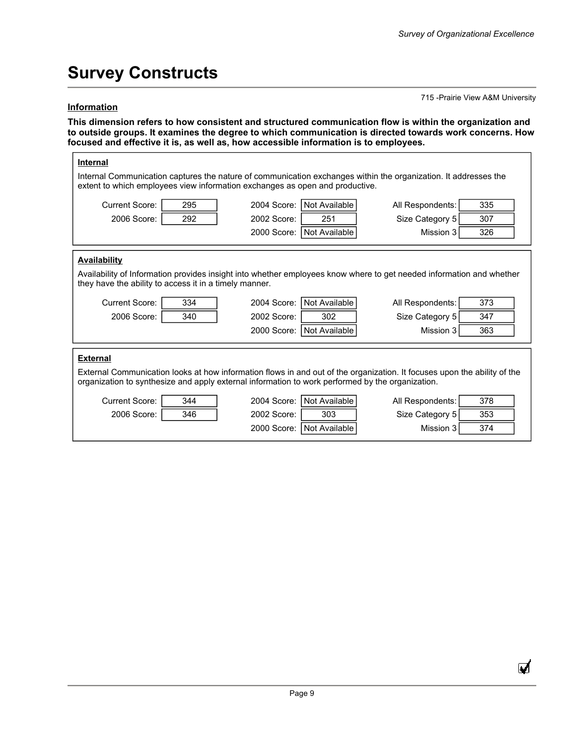# Survey Constructs

715 -Prairie View A&M University

**Information**

**This dimension refers to how consistent and structured communication flow is within the organization and to outside groups. It examines the degree to which communication is directed towards work concerns. How focused and effective it is, as well as, how accessible information is to employees.**

**Internal**

Internal Communication captures the nature of communication exchanges within the organization. It addresses the extent to which employees view information exchanges as open and productive.

| | | | | | |
|---|---|---|---|---|---|
| Current Score: | 295 | 2004 Score: | Not Available | All Respondents: | 335 |
| 2006 Score: | 292 | 2002 Score: | 251 | Size Category 5 | 307 |
| | | 2000 Score: | Not Available | Mission 3 | 326 |

**Availability**

Availability of Information provides insight into whether employees know where to get needed information and whether they have the ability to access it in a timely manner.

| | | | | | |
|---|---|---|---|---|---|
| Current Score: | 334 | 2004 Score: | Not Available | All Respondents: | 373 |
| 2006 Score: | 340 | 2002 Score: | 302 | Size Category 5 | 347 |
| | | 2000 Score: | Not Available | Mission 3 | 363 |

**External**

External Communication looks at how information flows in and out of the organization. It focuses upon the ability of the organization to synthesize and apply external information to work performed by the organization.

| | | | | | |
|---|---|---|---|---|---|
| Current Score: | 344 | 2004 Score: | Not Available | All Respondents: | 378 |
| 2006 Score: | 346 | 2002 Score: | 303 | Size Category 5 | 353 |
| | | 2000 Score: | Not Available | Mission 3 | 374 |